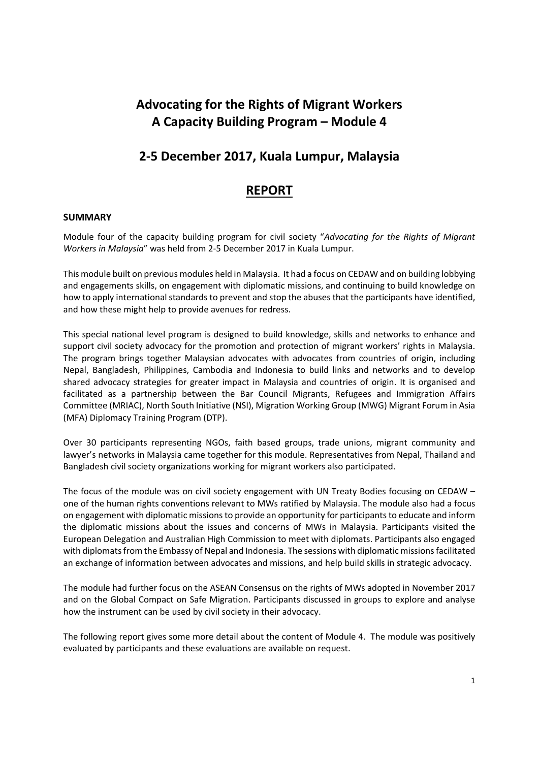# Advocating for the Rights of Migrant Workers
# A Capacity Building Program – Module 4

## 2-5 December 2017, Kuala Lumpur, Malaysia

## REPORT

### SUMMARY

Module four of the capacity building program for civil society "*Advocating for the Rights of Migrant Workers in Malaysia*" was held from 2-5 December 2017 in Kuala Lumpur.

This module built on previous modules held in Malaysia. It had a focus on CEDAW and on building lobbying and engagements skills, on engagement with diplomatic missions, and continuing to build knowledge on how to apply international standards to prevent and stop the abuses that the participants have identified, and how these might help to provide avenues for redress.

This special national level program is designed to build knowledge, skills and networks to enhance and support civil society advocacy for the promotion and protection of migrant workers' rights in Malaysia. The program brings together Malaysian advocates with advocates from countries of origin, including Nepal, Bangladesh, Philippines, Cambodia and Indonesia to build links and networks and to develop shared advocacy strategies for greater impact in Malaysia and countries of origin. It is organised and facilitated as a partnership between the Bar Council Migrants, Refugees and Immigration Affairs Committee (MRIAC), North South Initiative (NSI), Migration Working Group (MWG) Migrant Forum in Asia (MFA) Diplomacy Training Program (DTP).

Over 30 participants representing NGOs, faith based groups, trade unions, migrant community and lawyer's networks in Malaysia came together for this module. Representatives from Nepal, Thailand and Bangladesh civil society organizations working for migrant workers also participated.

The focus of the module was on civil society engagement with UN Treaty Bodies focusing on CEDAW – one of the human rights conventions relevant to MWs ratified by Malaysia. The module also had a focus on engagement with diplomatic missions to provide an opportunity for participants to educate and inform the diplomatic missions about the issues and concerns of MWs in Malaysia. Participants visited the European Delegation and Australian High Commission to meet with diplomats. Participants also engaged with diplomats from the Embassy of Nepal and Indonesia. The sessions with diplomatic missions facilitated an exchange of information between advocates and missions, and help build skills in strategic advocacy.

The module had further focus on the ASEAN Consensus on the rights of MWs adopted in November 2017 and on the Global Compact on Safe Migration. Participants discussed in groups to explore and analyse how the instrument can be used by civil society in their advocacy.

The following report gives some more detail about the content of Module 4. The module was positively evaluated by participants and these evaluations are available on request.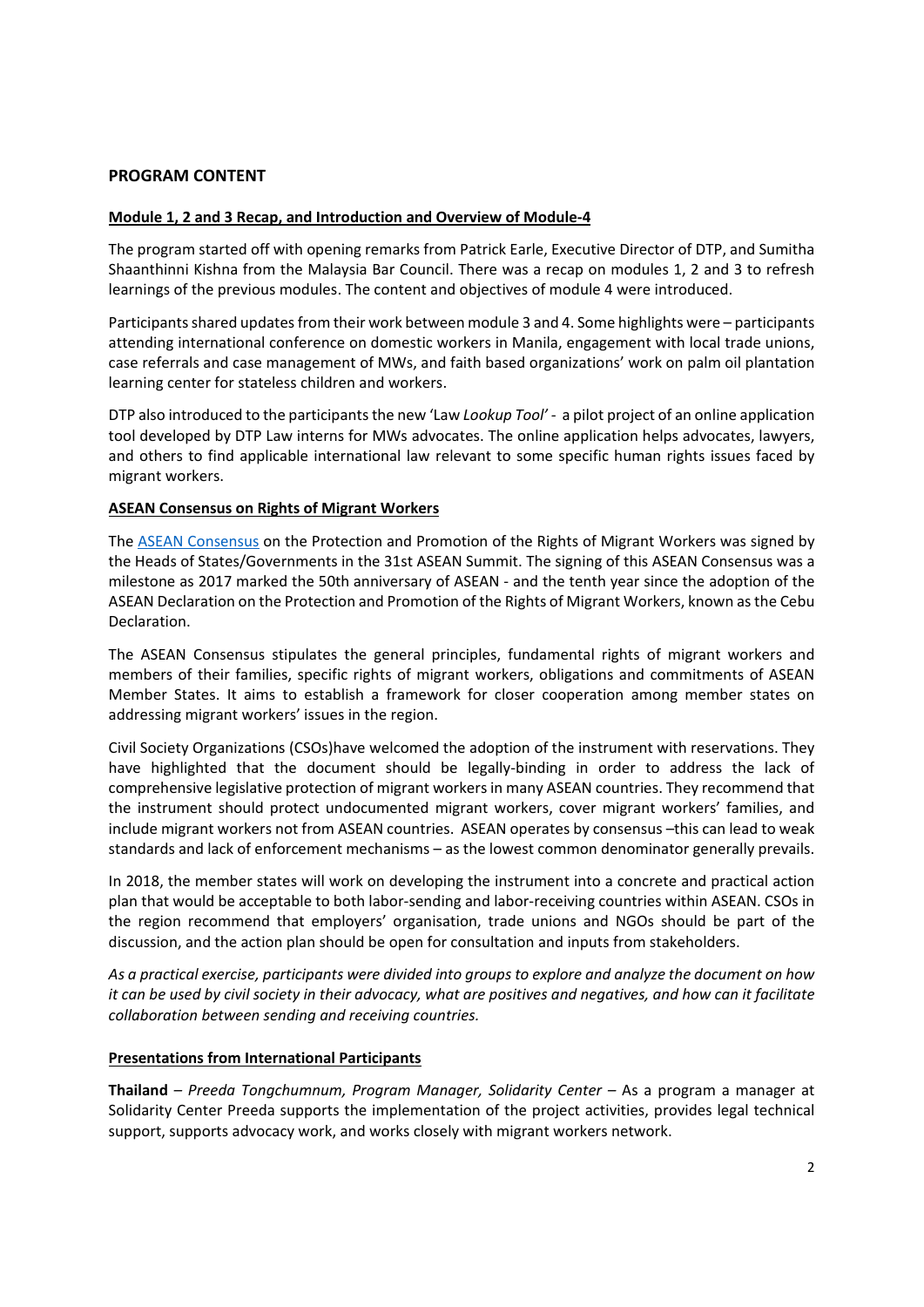## PROGRAM CONTENT

### Module 1, 2 and 3 Recap, and Introduction and Overview of Module-4

The program started off with opening remarks from Patrick Earle, Executive Director of DTP, and Sumitha Shaanthinni Kishna from the Malaysia Bar Council. There was a recap on modules 1, 2 and 3 to refresh learnings of the previous modules. The content and objectives of module 4 were introduced.

Participants shared updates from their work between module 3 and 4. Some highlights were – participants attending international conference on domestic workers in Manila, engagement with local trade unions, case referrals and case management of MWs, and faith based organizations' work on palm oil plantation learning center for stateless children and workers.

DTP also introduced to the participants the new 'Law *Lookup Tool'* - a pilot project of an online application tool developed by DTP Law interns for MWs advocates. The online application helps advocates, lawyers, and others to find applicable international law relevant to some specific human rights issues faced by migrant workers.

### ASEAN Consensus on Rights of Migrant Workers

The ASEAN Consensus on the Protection and Promotion of the Rights of Migrant Workers was signed by the Heads of States/Governments in the 31st ASEAN Summit. The signing of this ASEAN Consensus was a milestone as 2017 marked the 50th anniversary of ASEAN - and the tenth year since the adoption of the ASEAN Declaration on the Protection and Promotion of the Rights of Migrant Workers, known as the Cebu Declaration.

The ASEAN Consensus stipulates the general principles, fundamental rights of migrant workers and members of their families, specific rights of migrant workers, obligations and commitments of ASEAN Member States. It aims to establish a framework for closer cooperation among member states on addressing migrant workers' issues in the region.

Civil Society Organizations (CSOs)have welcomed the adoption of the instrument with reservations. They have highlighted that the document should be legally-binding in order to address the lack of comprehensive legislative protection of migrant workers in many ASEAN countries. They recommend that the instrument should protect undocumented migrant workers, cover migrant workers' families, and include migrant workers not from ASEAN countries. ASEAN operates by consensus –this can lead to weak standards and lack of enforcement mechanisms – as the lowest common denominator generally prevails.

In 2018, the member states will work on developing the instrument into a concrete and practical action plan that would be acceptable to both labor-sending and labor-receiving countries within ASEAN. CSOs in the region recommend that employers' organisation, trade unions and NGOs should be part of the discussion, and the action plan should be open for consultation and inputs from stakeholders.

*As a practical exercise, participants were divided into groups to explore and analyze the document on how it can be used by civil society in their advocacy, what are positives and negatives, and how can it facilitate collaboration between sending and receiving countries.*

### Presentations from International Participants

**Thailand** – *Preeda Tongchumnum, Program Manager, Solidarity Center* – As a program a manager at Solidarity Center Preeda supports the implementation of the project activities, provides legal technical support, supports advocacy work, and works closely with migrant workers network.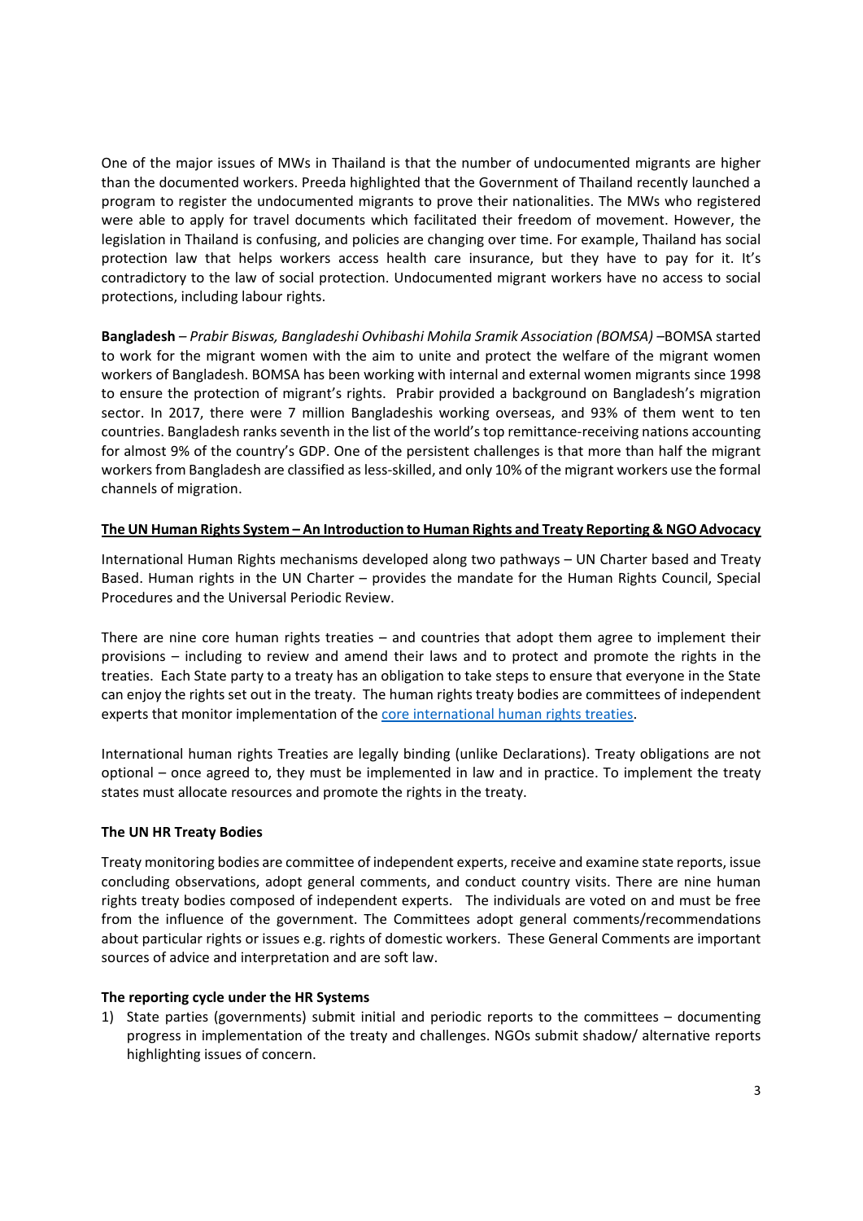One of the major issues of MWs in Thailand is that the number of undocumented migrants are higher than the documented workers. Preeda highlighted that the Government of Thailand recently launched a program to register the undocumented migrants to prove their nationalities. The MWs who registered were able to apply for travel documents which facilitated their freedom of movement. However, the legislation in Thailand is confusing, and policies are changing over time. For example, Thailand has social protection law that helps workers access health care insurance, but they have to pay for it. It's contradictory to the law of social protection. Undocumented migrant workers have no access to social protections, including labour rights.

**Bangladesh** – *Prabir Biswas, Bangladeshi Ovhibashi Mohila Sramik Association (BOMSA)* –BOMSA started to work for the migrant women with the aim to unite and protect the welfare of the migrant women workers of Bangladesh. BOMSA has been working with internal and external women migrants since 1998 to ensure the protection of migrant's rights. Prabir provided a background on Bangladesh's migration sector. In 2017, there were 7 million Bangladeshis working overseas, and 93% of them went to ten countries. Bangladesh ranks seventh in the list of the world's top remittance-receiving nations accounting for almost 9% of the country's GDP. One of the persistent challenges is that more than half the migrant workers from Bangladesh are classified as less-skilled, and only 10% of the migrant workers use the formal channels of migration.

## The UN Human Rights System – An Introduction to Human Rights and Treaty Reporting & NGO Advocacy

International Human Rights mechanisms developed along two pathways – UN Charter based and Treaty Based. Human rights in the UN Charter – provides the mandate for the Human Rights Council, Special Procedures and the Universal Periodic Review.

There are nine core human rights treaties – and countries that adopt them agree to implement their provisions – including to review and amend their laws and to protect and promote the rights in the treaties. Each State party to a treaty has an obligation to take steps to ensure that everyone in the State can enjoy the rights set out in the treaty. The human rights treaty bodies are committees of independent experts that monitor implementation of the core international human rights treaties.

International human rights Treaties are legally binding (unlike Declarations). Treaty obligations are not optional – once agreed to, they must be implemented in law and in practice. To implement the treaty states must allocate resources and promote the rights in the treaty.

### The UN HR Treaty Bodies

Treaty monitoring bodies are committee of independent experts, receive and examine state reports, issue concluding observations, adopt general comments, and conduct country visits. There are nine human rights treaty bodies composed of independent experts. The individuals are voted on and must be free from the influence of the government. The Committees adopt general comments/recommendations about particular rights or issues e.g. rights of domestic workers. These General Comments are important sources of advice and interpretation and are soft law.

### The reporting cycle under the HR Systems

1) State parties (governments) submit initial and periodic reports to the committees – documenting progress in implementation of the treaty and challenges. NGOs submit shadow/ alternative reports highlighting issues of concern.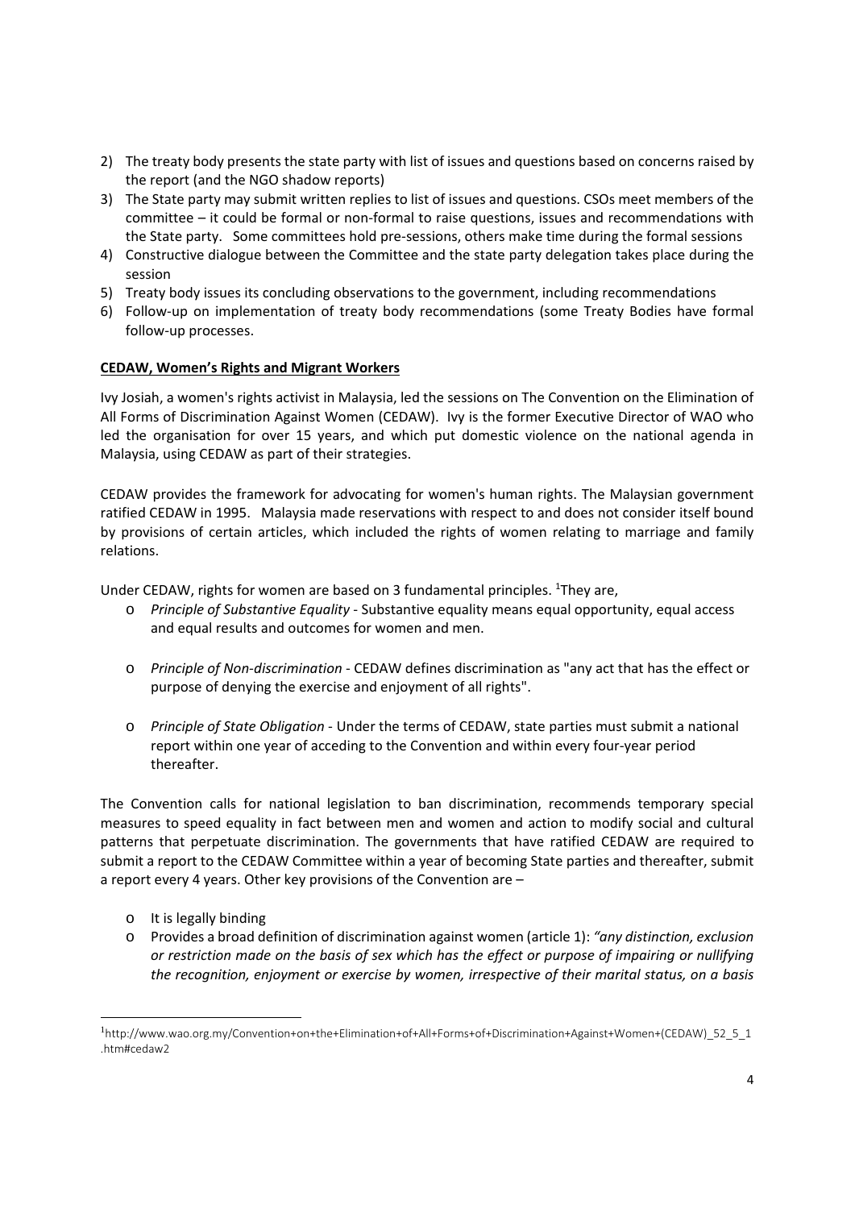2) The treaty body presents the state party with list of issues and questions based on concerns raised by the report (and the NGO shadow reports)
3) The State party may submit written replies to list of issues and questions. CSOs meet members of the committee – it could be formal or non-formal to raise questions, issues and recommendations with the State party. Some committees hold pre-sessions, others make time during the formal sessions
4) Constructive dialogue between the Committee and the state party delegation takes place during the session
5) Treaty body issues its concluding observations to the government, including recommendations
6) Follow-up on implementation of treaty body recommendations (some Treaty Bodies have formal follow-up processes.

**<u>CEDAW, Women's Rights and Migrant Workers</u>**

Ivy Josiah, a women's rights activist in Malaysia, led the sessions on The Convention on the Elimination of All Forms of Discrimination Against Women (CEDAW). Ivy is the former Executive Director of WAO who led the organisation for over 15 years, and which put domestic violence on the national agenda in Malaysia, using CEDAW as part of their strategies.

CEDAW provides the framework for advocating for women's human rights. The Malaysian government ratified CEDAW in 1995. Malaysia made reservations with respect to and does not consider itself bound by provisions of certain articles, which included the rights of women relating to marriage and family relations.

Under CEDAW, rights for women are based on 3 fundamental principles. [1]They are,

- *Principle of Substantive Equality* - Substantive equality means equal opportunity, equal access and equal results and outcomes for women and men.
- *Principle of Non-discrimination* - CEDAW defines discrimination as "any act that has the effect or purpose of denying the exercise and enjoyment of all rights".
- *Principle of State Obligation* - Under the terms of CEDAW, state parties must submit a national report within one year of acceding to the Convention and within every four-year period thereafter.

The Convention calls for national legislation to ban discrimination, recommends temporary special measures to speed equality in fact between men and women and action to modify social and cultural patterns that perpetuate discrimination. The governments that have ratified CEDAW are required to submit a report to the CEDAW Committee within a year of becoming State parties and thereafter, submit a report every 4 years. Other key provisions of the Convention are –

- It is legally binding
- Provides a broad definition of discrimination against women (article 1): *"any distinction, exclusion or restriction made on the basis of sex which has the effect or purpose of impairing or nullifying the recognition, enjoyment or exercise by women, irrespective of their marital status, on a basis*

---

[1] http://www.wao.org.my/Convention+on+the+Elimination+of+All+Forms+of+Discrimination+Against+Women+(CEDAW)_52_5_1.htm#cedaw2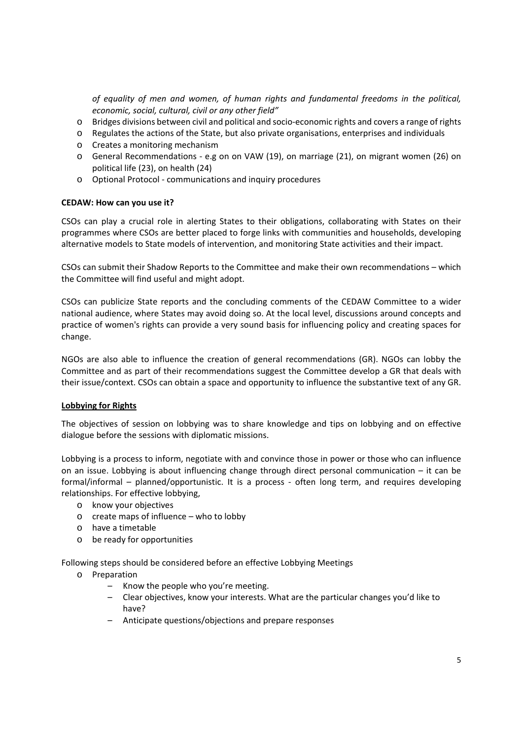*of equality of men and women, of human rights and fundamental freedoms in the political, economic, social, cultural, civil or any other field"*

- Bridges divisions between civil and political and socio-economic rights and covers a range of rights
- Regulates the actions of the State, but also private organisations, enterprises and individuals
- Creates a monitoring mechanism
- General Recommendations - e.g on on VAW (19), on marriage (21), on migrant women (26) on political life (23), on health (24)
- Optional Protocol - communications and inquiry procedures

**CEDAW: How can you use it?**

CSOs can play a crucial role in alerting States to their obligations, collaborating with States on their programmes where CSOs are better placed to forge links with communities and households, developing alternative models to State models of intervention, and monitoring State activities and their impact.

CSOs can submit their Shadow Reports to the Committee and make their own recommendations – which the Committee will find useful and might adopt.

CSOs can publicize State reports and the concluding comments of the CEDAW Committee to a wider national audience, where States may avoid doing so. At the local level, discussions around concepts and practice of women's rights can provide a very sound basis for influencing policy and creating spaces for change.

NGOs are also able to influence the creation of general recommendations (GR). NGOs can lobby the Committee and as part of their recommendations suggest the Committee develop a GR that deals with their issue/context. CSOs can obtain a space and opportunity to influence the substantive text of any GR.

**Lobbying for Rights**

The objectives of session on lobbying was to share knowledge and tips on lobbying and on effective dialogue before the sessions with diplomatic missions.

Lobbying is a process to inform, negotiate with and convince those in power or those who can influence on an issue. Lobbying is about influencing change through direct personal communication – it can be formal/informal – planned/opportunistic. It is a process - often long term, and requires developing relationships. For effective lobbying,

- know your objectives
- create maps of influence – who to lobby
- have a timetable
- be ready for opportunities

Following steps should be considered before an effective Lobbying Meetings

- Preparation
  - Know the people who you're meeting.
  - Clear objectives, know your interests. What are the particular changes you'd like to have?
  - Anticipate questions/objections and prepare responses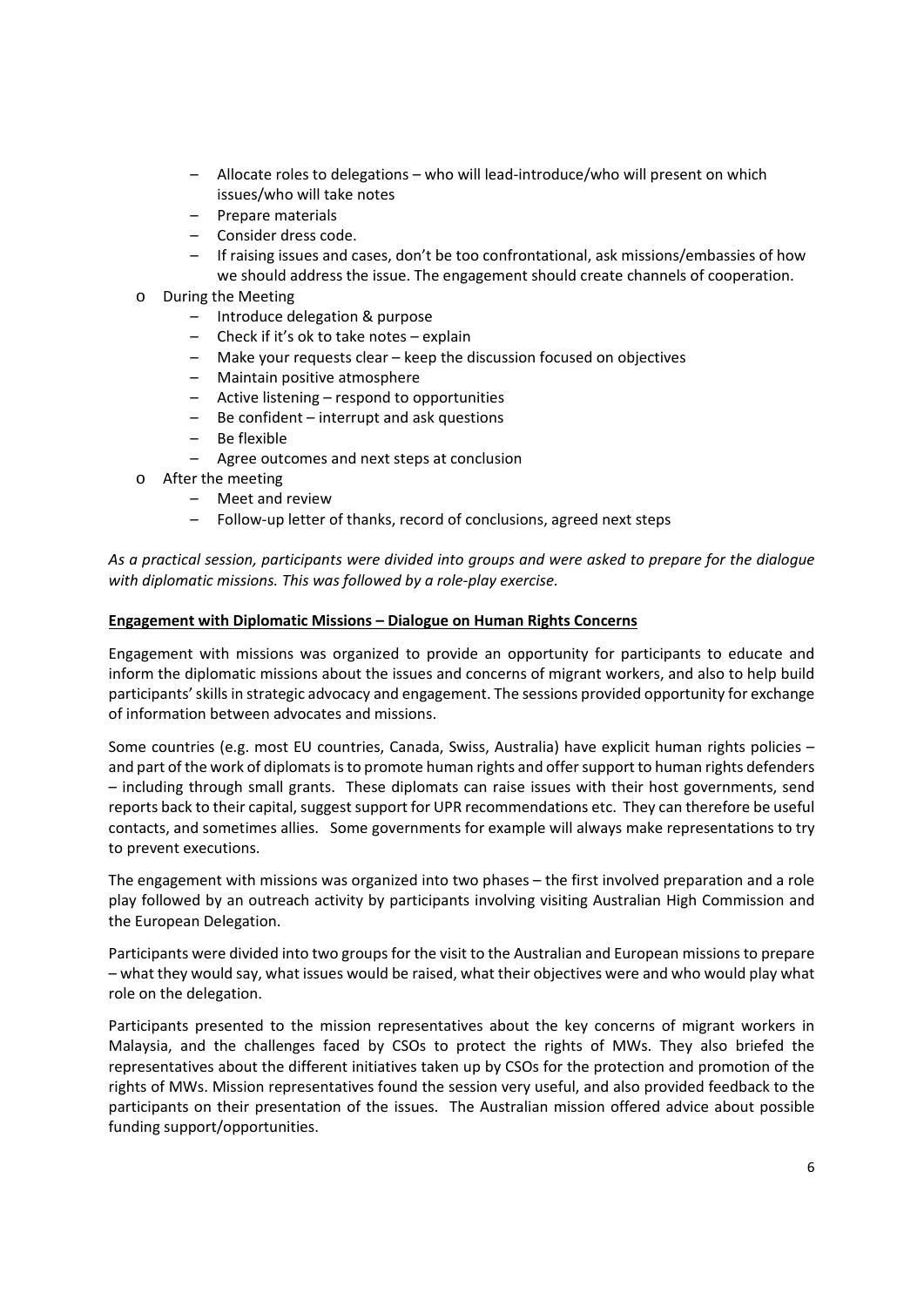- Allocate roles to delegations – who will lead-introduce/who will present on which issues/who will take notes
  - Prepare materials
  - Consider dress code.
  - If raising issues and cases, don't be too confrontational, ask missions/embassies of how we should address the issue. The engagement should create channels of cooperation.
- During the Meeting
  - Introduce delegation & purpose
  - Check if it's ok to take notes – explain
  - Make your requests clear – keep the discussion focused on objectives
  - Maintain positive atmosphere
  - Active listening – respond to opportunities
  - Be confident – interrupt and ask questions
  - Be flexible
  - Agree outcomes and next steps at conclusion
- After the meeting
  - Meet and review
  - Follow-up letter of thanks, record of conclusions, agreed next steps

*As a practical session, participants were divided into groups and were asked to prepare for the dialogue with diplomatic missions. This was followed by a role-play exercise.*

**Engagement with Diplomatic Missions – Dialogue on Human Rights Concerns**

Engagement with missions was organized to provide an opportunity for participants to educate and inform the diplomatic missions about the issues and concerns of migrant workers, and also to help build participants' skills in strategic advocacy and engagement. The sessions provided opportunity for exchange of information between advocates and missions.

Some countries (e.g. most EU countries, Canada, Swiss, Australia) have explicit human rights policies – and part of the work of diplomats is to promote human rights and offer support to human rights defenders – including through small grants. These diplomats can raise issues with their host governments, send reports back to their capital, suggest support for UPR recommendations etc. They can therefore be useful contacts, and sometimes allies. Some governments for example will always make representations to try to prevent executions.

The engagement with missions was organized into two phases – the first involved preparation and a role play followed by an outreach activity by participants involving visiting Australian High Commission and the European Delegation.

Participants were divided into two groups for the visit to the Australian and European missions to prepare – what they would say, what issues would be raised, what their objectives were and who would play what role on the delegation.

Participants presented to the mission representatives about the key concerns of migrant workers in Malaysia, and the challenges faced by CSOs to protect the rights of MWs. They also briefed the representatives about the different initiatives taken up by CSOs for the protection and promotion of the rights of MWs. Mission representatives found the session very useful, and also provided feedback to the participants on their presentation of the issues. The Australian mission offered advice about possible funding support/opportunities.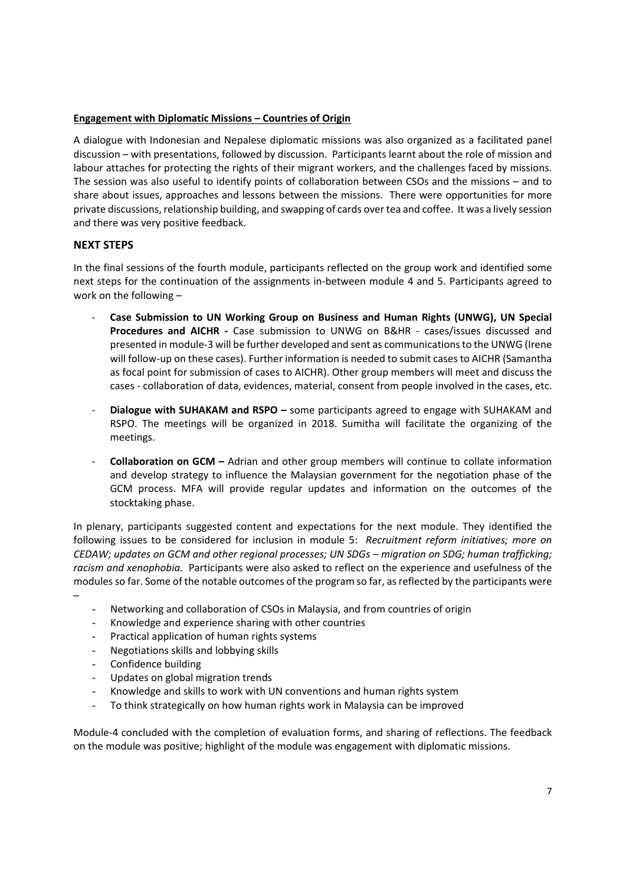**Engagement with Diplomatic Missions – Countries of Origin**

A dialogue with Indonesian and Nepalese diplomatic missions was also organized as a facilitated panel discussion – with presentations, followed by discussion. Participants learnt about the role of mission and labour attaches for protecting the rights of their migrant workers, and the challenges faced by missions. The session was also useful to identify points of collaboration between CSOs and the missions – and to share about issues, approaches and lessons between the missions. There were opportunities for more private discussions, relationship building, and swapping of cards over tea and coffee. It was a lively session and there was very positive feedback.

## NEXT STEPS

In the final sessions of the fourth module, participants reflected on the group work and identified some next steps for the continuation of the assignments in-between module 4 and 5. Participants agreed to work on the following –

- **Case Submission to UN Working Group on Business and Human Rights (UNWG), UN Special Procedures and AICHR -** Case submission to UNWG on B&HR - cases/issues discussed and presented in module-3 will be further developed and sent as communications to the UNWG (Irene will follow-up on these cases). Further information is needed to submit cases to AICHR (Samantha as focal point for submission of cases to AICHR). Other group members will meet and discuss the cases - collaboration of data, evidences, material, consent from people involved in the cases, etc.
- **Dialogue with SUHAKAM and RSPO –** some participants agreed to engage with SUHAKAM and RSPO. The meetings will be organized in 2018. Sumitha will facilitate the organizing of the meetings.
- **Collaboration on GCM –** Adrian and other group members will continue to collate information and develop strategy to influence the Malaysian government for the negotiation phase of the GCM process. MFA will provide regular updates and information on the outcomes of the stocktaking phase.

In plenary, participants suggested content and expectations for the next module. They identified the following issues to be considered for inclusion in module 5: *Recruitment reform initiatives; more on CEDAW; updates on GCM and other regional processes; UN SDGs – migration on SDG; human trafficking; racism and xenophobia.* Participants were also asked to reflect on the experience and usefulness of the modules so far. Some of the notable outcomes of the program so far, as reflected by the participants were –

- Networking and collaboration of CSOs in Malaysia, and from countries of origin
- Knowledge and experience sharing with other countries
- Practical application of human rights systems
- Negotiations skills and lobbying skills
- Confidence building
- Updates on global migration trends
- Knowledge and skills to work with UN conventions and human rights system
- To think strategically on how human rights work in Malaysia can be improved

Module-4 concluded with the completion of evaluation forms, and sharing of reflections. The feedback on the module was positive; highlight of the module was engagement with diplomatic missions.